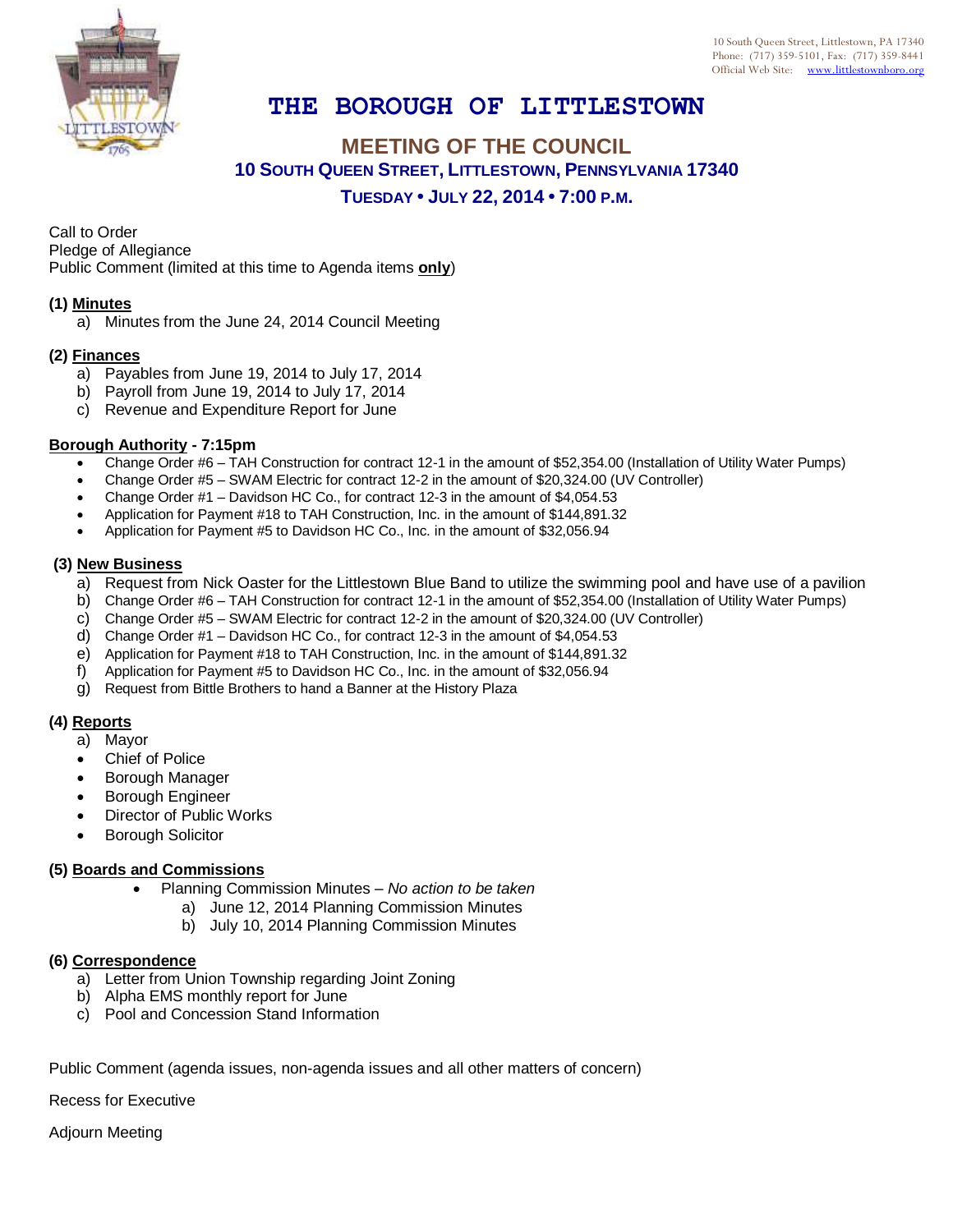10 South Queen Street, Littlestown, PA 17340
Phone: (717) 359-5101, Fax: (717) 359-8441
Official Web Site: www.littlestownboro.org

# THE BOROUGH OF LITTLESTOWN

## MEETING OF THE COUNCIL

### 10 SOUTH QUEEN STREET, LITTLESTOWN, PENNSYLVANIA 17340

### TUESDAY • JULY 22, 2014 • 7:00 P.M.

Call to Order
Pledge of Allegiance
Public Comment (limited at this time to Agenda items **only**)

**(1) Minutes**

a) Minutes from the June 24, 2014 Council Meeting

**(2) Finances**

a) Payables from June 19, 2014 to July 17, 2014
b) Payroll from June 19, 2014 to July 17, 2014
c) Revenue and Expenditure Report for June

**Borough Authority - 7:15pm**

- Change Order #6 – TAH Construction for contract 12-1 in the amount of $52,354.00 (Installation of Utility Water Pumps)
- Change Order #5 – SWAM Electric for contract 12-2 in the amount of $20,324.00 (UV Controller)
- Change Order #1 – Davidson HC Co., for contract 12-3 in the amount of $4,054.53
- Application for Payment #18 to TAH Construction, Inc. in the amount of $144,891.32
- Application for Payment #5 to Davidson HC Co., Inc. in the amount of $32,056.94

**(3) New Business**

a) Request from Nick Oaster for the Littlestown Blue Band to utilize the swimming pool and have use of a pavilion
b) Change Order #6 – TAH Construction for contract 12-1 in the amount of $52,354.00 (Installation of Utility Water Pumps)
c) Change Order #5 – SWAM Electric for contract 12-2 in the amount of $20,324.00 (UV Controller)
d) Change Order #1 – Davidson HC Co., for contract 12-3 in the amount of $4,054.53
e) Application for Payment #18 to TAH Construction, Inc. in the amount of $144,891.32
f) Application for Payment #5 to Davidson HC Co., Inc. in the amount of $32,056.94
g) Request from Bittle Brothers to hand a Banner at the History Plaza

**(4) Reports**

a) Mayor
- Chief of Police
- Borough Manager
- Borough Engineer
- Director of Public Works
- Borough Solicitor

**(5) Boards and Commissions**

- Planning Commission Minutes – *No action to be taken*
  a) June 12, 2014 Planning Commission Minutes
  b) July 10, 2014 Planning Commission Minutes

**(6) Correspondence**

a) Letter from Union Township regarding Joint Zoning
b) Alpha EMS monthly report for June
c) Pool and Concession Stand Information

Public Comment (agenda issues, non-agenda issues and all other matters of concern)

Recess for Executive

Adjourn Meeting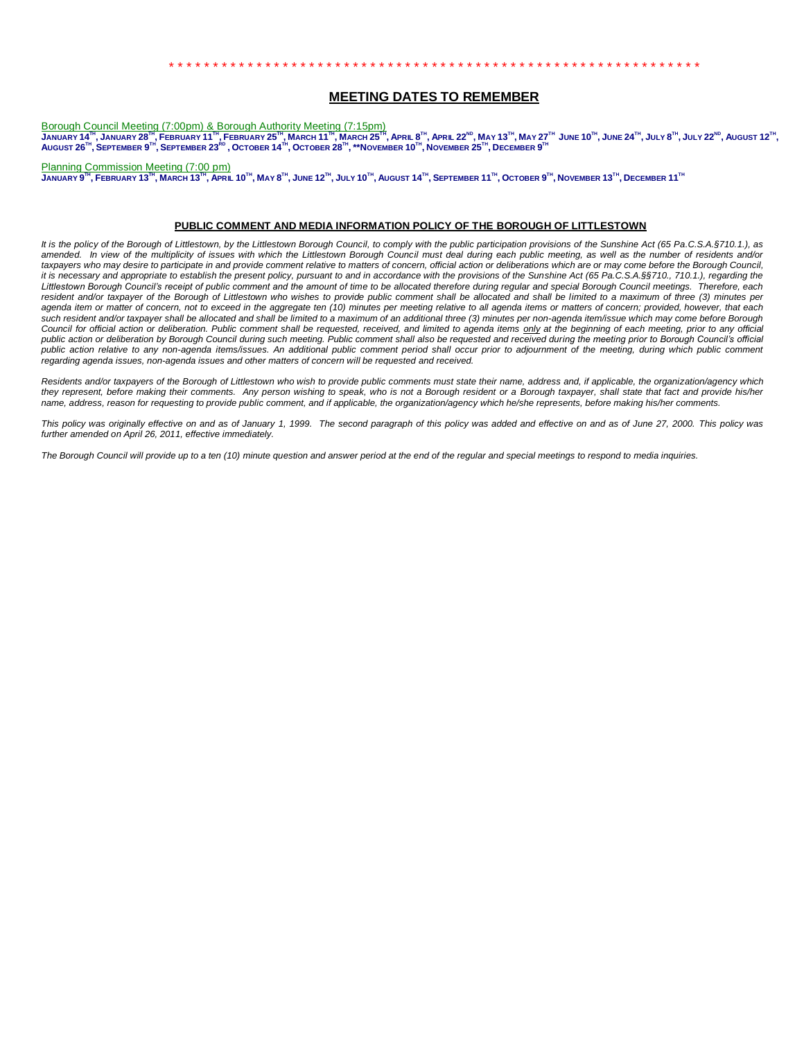* * * * * * * * * * * * * * * * * * * * * * * * * * * * * * * * * * * * * * * * * * * * * * * * * * * * * * * * * * * * * * * *

## MEETING DATES TO REMEMBER

Borough Council Meeting (7:00pm) & Borough Authority Meeting (7:15pm)

**JANUARY 14TH, JANUARY 28TH, FEBRUARY 11TH, FEBRUARY 25TH, MARCH 11TH, MARCH 25TH, APRIL 8TH, APRIL 22ND, MAY 13TH, MAY 27TH JUNE 10TH, JUNE 24TH, JULY 8TH, JULY 22ND, AUGUST 12TH, AUGUST 26TH, SEPTEMBER 9TH, SEPTEMBER 23RD, OCTOBER 14TH, OCTOBER 28TH, **NOVEMBER 10TH, NOVEMBER 25TH, DECEMBER 9TH**

Planning Commission Meeting (7:00 pm)

**JANUARY 9TH, FEBRUARY 13TH, MARCH 13TH, APRIL 10TH, MAY 8TH, JUNE 12TH, JULY 10TH, AUGUST 14TH, SEPTEMBER 11TH, OCTOBER 9TH, NOVEMBER 13TH, DECEMBER 11TH**

### PUBLIC COMMENT AND MEDIA INFORMATION POLICY OF THE BOROUGH OF LITTLESTOWN

*It is the policy of the Borough of Littlestown, by the Littlestown Borough Council, to comply with the public participation provisions of the Sunshine Act (65 Pa.C.S.A.§710.1.), as amended. In view of the multiplicity of issues with which the Littlestown Borough Council must deal during each public meeting, as well as the number of residents and/or taxpayers who may desire to participate in and provide comment relative to matters of concern, official action or deliberations which are or may come before the Borough Council, it is necessary and appropriate to establish the present policy, pursuant to and in accordance with the provisions of the Sunshine Act (65 Pa.C.S.A.§§710., 710.1.), regarding the Littlestown Borough Council's receipt of public comment and the amount of time to be allocated therefore during regular and special Borough Council meetings. Therefore, each resident and/or taxpayer of the Borough of Littlestown who wishes to provide public comment shall be allocated and shall be limited to a maximum of three (3) minutes per agenda item or matter of concern, not to exceed in the aggregate ten (10) minutes per meeting relative to all agenda items or matters of concern; provided, however, that each such resident and/or taxpayer shall be allocated and shall be limited to a maximum of an additional three (3) minutes per non-agenda item/issue which may come before Borough Council for official action or deliberation. Public comment shall be requested, received, and limited to agenda items only at the beginning of each meeting, prior to any official public action or deliberation by Borough Council during such meeting. Public comment shall also be requested and received during the meeting prior to Borough Council's official public action relative to any non-agenda items/issues. An additional public comment period shall occur prior to adjournment of the meeting, during which public comment regarding agenda issues, non-agenda issues and other matters of concern will be requested and received.*

*Residents and/or taxpayers of the Borough of Littlestown who wish to provide public comments must state their name, address and, if applicable, the organization/agency which they represent, before making their comments. Any person wishing to speak, who is not a Borough resident or a Borough taxpayer, shall state that fact and provide his/her name, address, reason for requesting to provide public comment, and if applicable, the organization/agency which he/she represents, before making his/her comments.*

*This policy was originally effective on and as of January 1, 1999. The second paragraph of this policy was added and effective on and as of June 27, 2000. This policy was further amended on April 26, 2011, effective immediately.*

*The Borough Council will provide up to a ten (10) minute question and answer period at the end of the regular and special meetings to respond to media inquiries.*